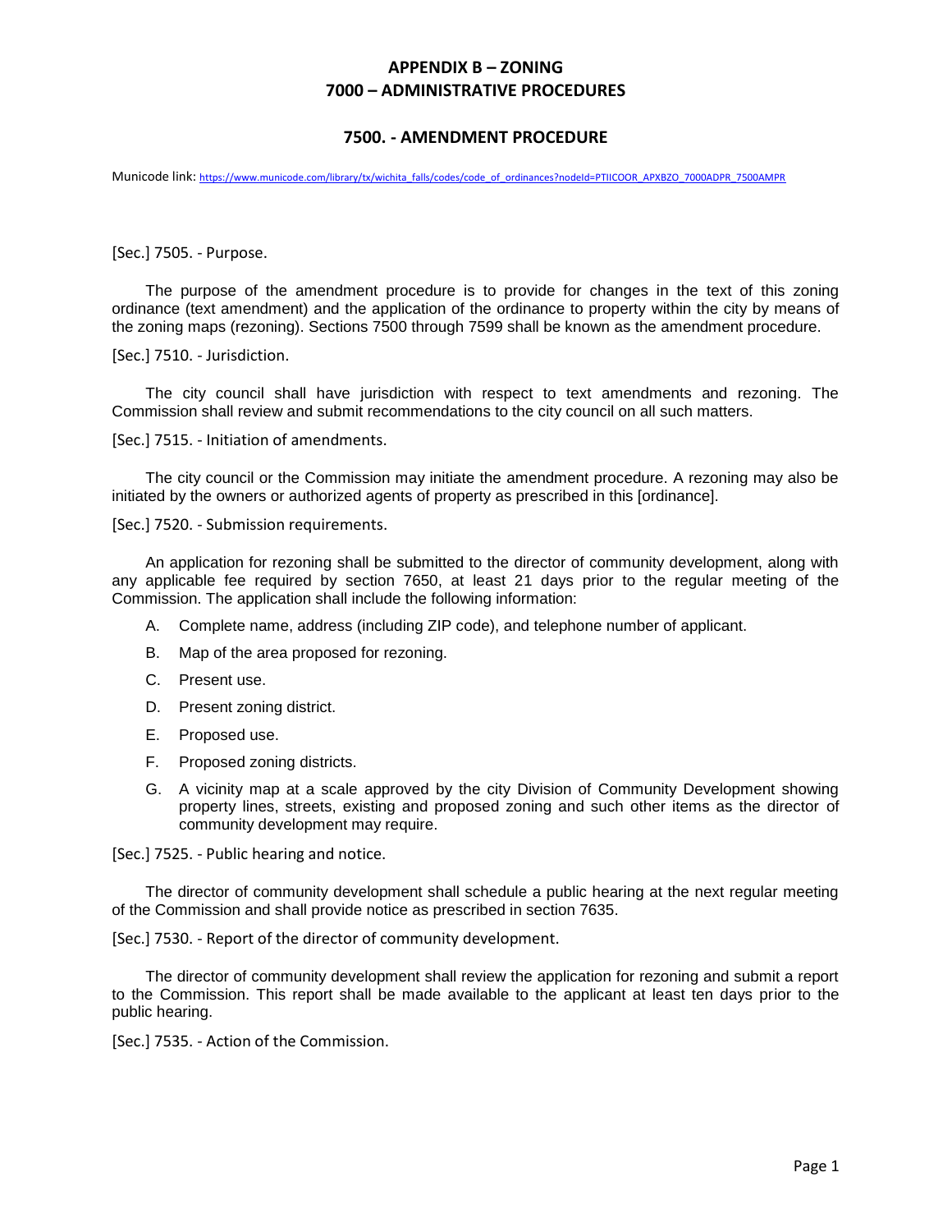# APPENDIX B – ZONING
# 7000 – ADMINISTRATIVE PROCEDURES

## 7500. - AMENDMENT PROCEDURE

Municode link: https://www.municode.com/library/tx/wichita_falls/codes/code_of_ordinances?nodeId=PTIICOOR_APXBZO_7000ADPR_7500AMPR

[Sec.] 7505. - Purpose.

The purpose of the amendment procedure is to provide for changes in the text of this zoning ordinance (text amendment) and the application of the ordinance to property within the city by means of the zoning maps (rezoning). Sections 7500 through 7599 shall be known as the amendment procedure.

[Sec.] 7510. - Jurisdiction.

The city council shall have jurisdiction with respect to text amendments and rezoning. The Commission shall review and submit recommendations to the city council on all such matters.

[Sec.] 7515. - Initiation of amendments.

The city council or the Commission may initiate the amendment procedure. A rezoning may also be initiated by the owners or authorized agents of property as prescribed in this [ordinance].

[Sec.] 7520. - Submission requirements.

An application for rezoning shall be submitted to the director of community development, along with any applicable fee required by section 7650, at least 21 days prior to the regular meeting of the Commission. The application shall include the following information:

A. Complete name, address (including ZIP code), and telephone number of applicant.

B. Map of the area proposed for rezoning.

C. Present use.

D. Present zoning district.

E. Proposed use.

F. Proposed zoning districts.

G. A vicinity map at a scale approved by the city Division of Community Development showing property lines, streets, existing and proposed zoning and such other items as the director of community development may require.

[Sec.] 7525. - Public hearing and notice.

The director of community development shall schedule a public hearing at the next regular meeting of the Commission and shall provide notice as prescribed in section 7635.

[Sec.] 7530. - Report of the director of community development.

The director of community development shall review the application for rezoning and submit a report to the Commission. This report shall be made available to the applicant at least ten days prior to the public hearing.

[Sec.] 7535. - Action of the Commission.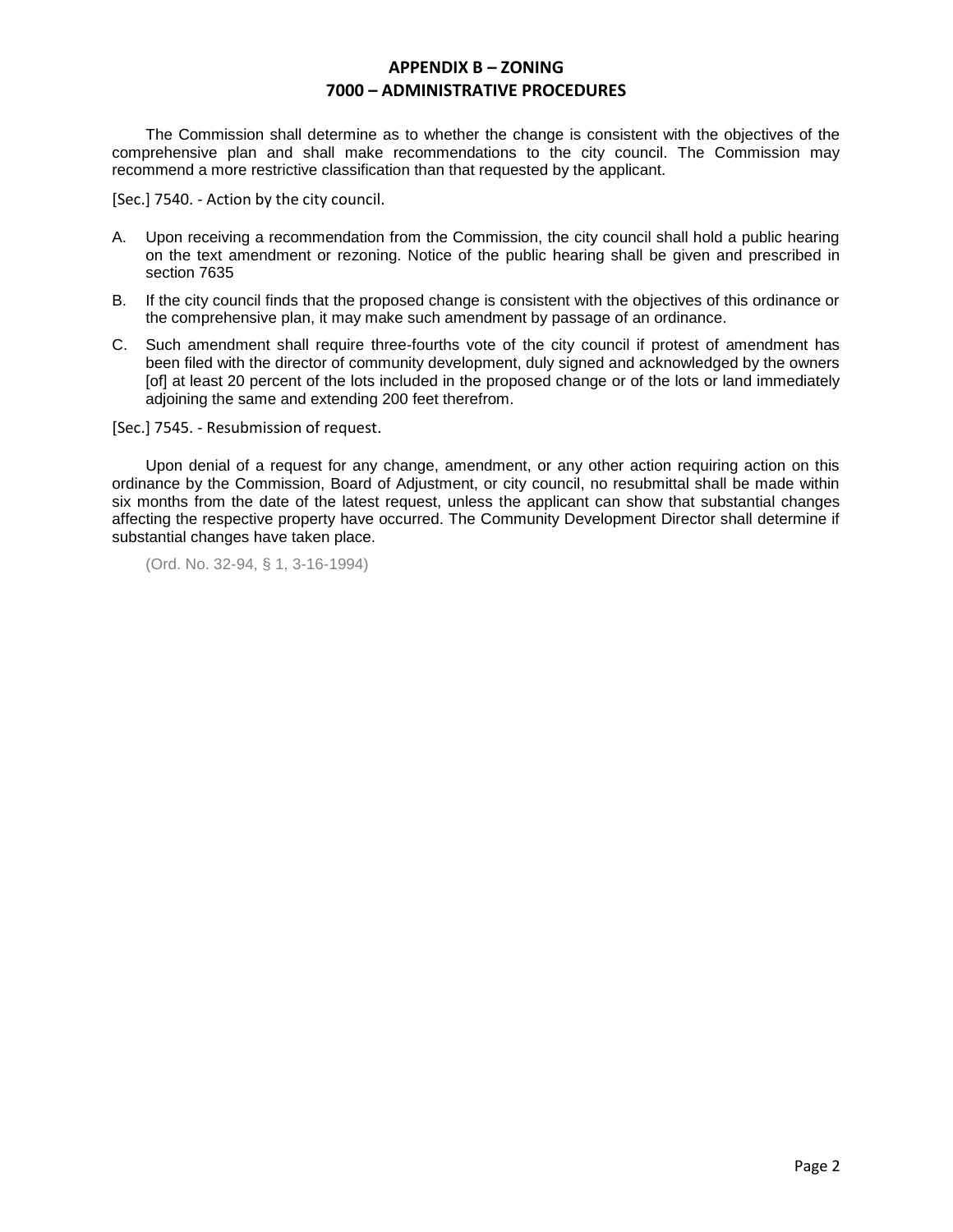The Commission shall determine as to whether the change is consistent with the objectives of the comprehensive plan and shall make recommendations to the city council. The Commission may recommend a more restrictive classification than that requested by the applicant.

[Sec.] 7540. - Action by the city council.

A. Upon receiving a recommendation from the Commission, the city council shall hold a public hearing on the text amendment or rezoning. Notice of the public hearing shall be given and prescribed in section 7635

B. If the city council finds that the proposed change is consistent with the objectives of this ordinance or the comprehensive plan, it may make such amendment by passage of an ordinance.

C. Such amendment shall require three-fourths vote of the city council if protest of amendment has been filed with the director of community development, duly signed and acknowledged by the owners [of] at least 20 percent of the lots included in the proposed change or of the lots or land immediately adjoining the same and extending 200 feet therefrom.

[Sec.] 7545. - Resubmission of request.

Upon denial of a request for any change, amendment, or any other action requiring action on this ordinance by the Commission, Board of Adjustment, or city council, no resubmittal shall be made within six months from the date of the latest request, unless the applicant can show that substantial changes affecting the respective property have occurred. The Community Development Director shall determine if substantial changes have taken place.

(Ord. No. 32-94, § 1, 3-16-1994)